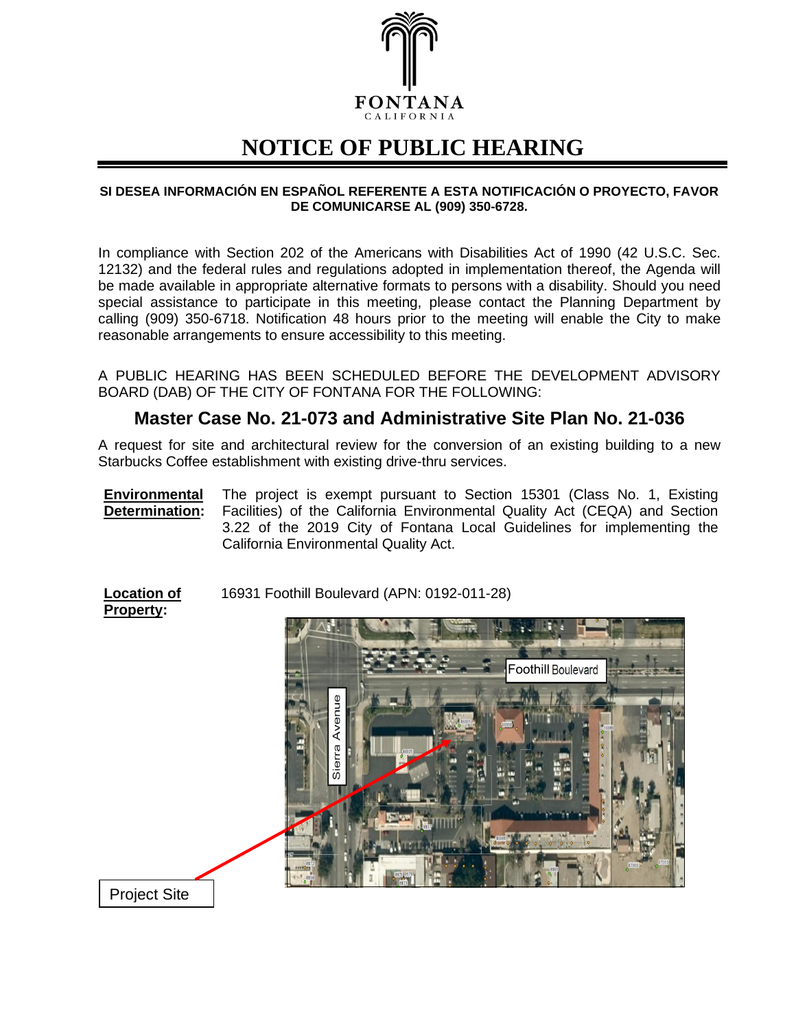FONTANA
CALIFORNIA

# NOTICE OF PUBLIC HEARING

**SI DESEA INFORMACIÓN EN ESPAÑOL REFERENTE A ESTA NOTIFICACIÓN O PROYECTO, FAVOR DE COMUNICARSE AL (909) 350-6728.**

In compliance with Section 202 of the Americans with Disabilities Act of 1990 (42 U.S.C. Sec. 12132) and the federal rules and regulations adopted in implementation thereof, the Agenda will be made available in appropriate alternative formats to persons with a disability. Should you need special assistance to participate in this meeting, please contact the Planning Department by calling (909) 350-6718. Notification 48 hours prior to the meeting will enable the City to make reasonable arrangements to ensure accessibility to this meeting.

A PUBLIC HEARING HAS BEEN SCHEDULED BEFORE THE DEVELOPMENT ADVISORY BOARD (DAB) OF THE CITY OF FONTANA FOR THE FOLLOWING:

## Master Case No. 21-073 and Administrative Site Plan No. 21-036

A request for site and architectural review for the conversion of an existing building to a new Starbucks Coffee establishment with existing drive-thru services.

**Environmental Determination:** The project is exempt pursuant to Section 15301 (Class No. 1, Existing Facilities) of the California Environmental Quality Act (CEQA) and Section 3.22 of the 2019 City of Fontana Local Guidelines for implementing the California Environmental Quality Act.

**Location of Property:** 16931 Foothill Boulevard (APN: 0192-011-28)

Foothill Boulevard

Sierra Avenue

Project Site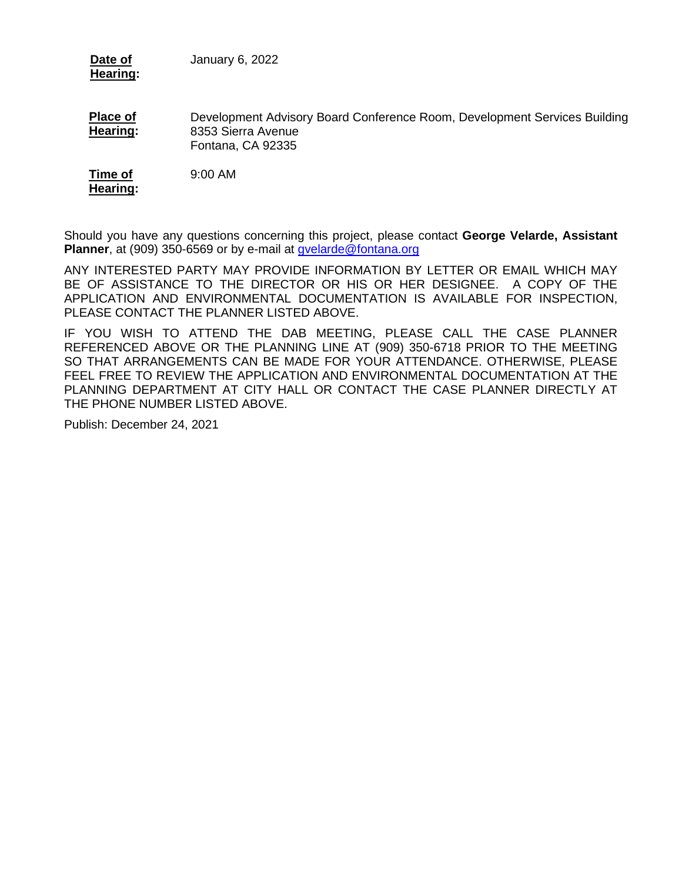| | |
|---|---|
| **Date of Hearing:** | January 6, 2022 |
| **Place of Hearing:** | Development Advisory Board Conference Room, Development Services Building<br>8353 Sierra Avenue<br>Fontana, CA 92335 |
| **Time of Hearing:** | 9:00 AM |

Should you have any questions concerning this project, please contact **George Velarde, Assistant Planner**, at (909) 350-6569 or by e-mail at gvelarde@fontana.org

ANY INTERESTED PARTY MAY PROVIDE INFORMATION BY LETTER OR EMAIL WHICH MAY BE OF ASSISTANCE TO THE DIRECTOR OR HIS OR HER DESIGNEE. A COPY OF THE APPLICATION AND ENVIRONMENTAL DOCUMENTATION IS AVAILABLE FOR INSPECTION, PLEASE CONTACT THE PLANNER LISTED ABOVE.

IF YOU WISH TO ATTEND THE DAB MEETING, PLEASE CALL THE CASE PLANNER REFERENCED ABOVE OR THE PLANNING LINE AT (909) 350-6718 PRIOR TO THE MEETING SO THAT ARRANGEMENTS CAN BE MADE FOR YOUR ATTENDANCE. OTHERWISE, PLEASE FEEL FREE TO REVIEW THE APPLICATION AND ENVIRONMENTAL DOCUMENTATION AT THE PLANNING DEPARTMENT AT CITY HALL OR CONTACT THE CASE PLANNER DIRECTLY AT THE PHONE NUMBER LISTED ABOVE.

Publish: December 24, 2021